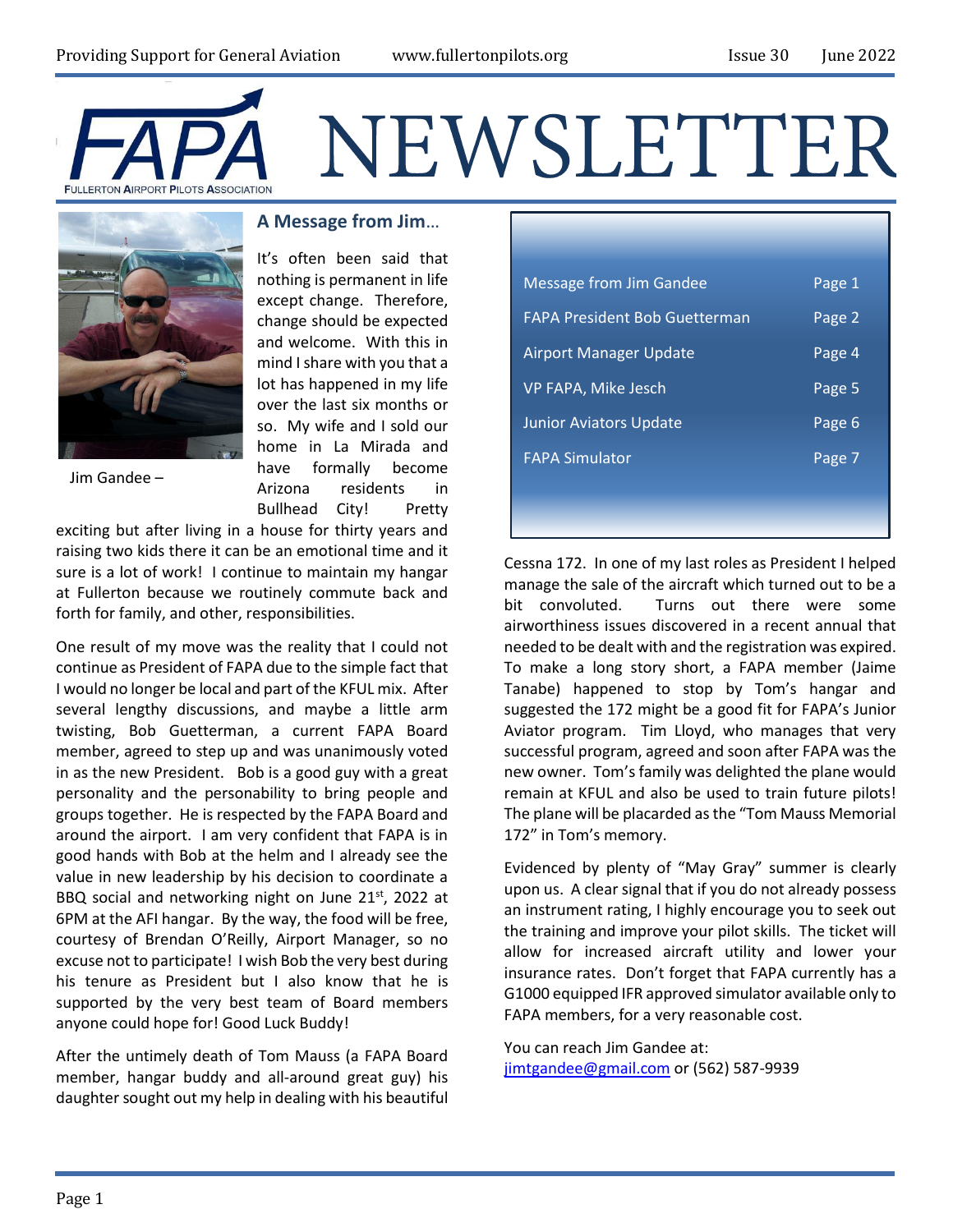# FAPA NEWSLETTER

FULLERTON AIRPORT PILOTS ASSOCIATION

| | |
|---|---|
| Message from Jim Gandee | Page 1 |
| FAPA President Bob Guetterman | Page 2 |
| Airport Manager Update | Page 4 |
| VP FAPA, Mike Jesch | Page 5 |
| Junior Aviators Update | Page 6 |
| FAPA Simulator | Page 7 |

## A Message from Jim...

Jim Gandee –

It's often been said that nothing is permanent in life except change. Therefore, change should be expected and welcome. With this in mind I share with you that a lot has happened in my life over the last six months or so. My wife and I sold our home in La Mirada and have formally become Arizona residents in Bullhead City! Pretty exciting but after living in a house for thirty years and raising two kids there it can be an emotional time and it sure is a lot of work! I continue to maintain my hangar at Fullerton because we routinely commute back and forth for family, and other, responsibilities.

One result of my move was the reality that I could not continue as President of FAPA due to the simple fact that I would no longer be local and part of the KFUL mix. After several lengthy discussions, and maybe a little arm twisting, Bob Guetterman, a current FAPA Board member, agreed to step up and was unanimously voted in as the new President. Bob is a good guy with a great personality and the personability to bring people and groups together. He is respected by the FAPA Board and around the airport. I am very confident that FAPA is in good hands with Bob at the helm and I already see the value in new leadership by his decision to coordinate a BBQ social and networking night on June 21st, 2022 at 6PM at the AFI hangar. By the way, the food will be free, courtesy of Brendan O'Reilly, Airport Manager, so no excuse not to participate! I wish Bob the very best during his tenure as President but I also know that he is supported by the very best team of Board members anyone could hope for! Good Luck Buddy!

After the untimely death of Tom Mauss (a FAPA Board member, hangar buddy and all-around great guy) his daughter sought out my help in dealing with his beautiful Cessna 172. In one of my last roles as President I helped manage the sale of the aircraft which turned out to be a bit convoluted. Turns out there were some airworthiness issues discovered in a recent annual that needed to be dealt with and the registration was expired. To make a long story short, a FAPA member (Jaime Tanabe) happened to stop by Tom's hangar and suggested the 172 might be a good fit for FAPA's Junior Aviator program. Tim Lloyd, who manages that very successful program, agreed and soon after FAPA was the new owner. Tom's family was delighted the plane would remain at KFUL and also be used to train future pilots! The plane will be placarded as the "Tom Mauss Memorial 172" in Tom's memory.

Evidenced by plenty of "May Gray" summer is clearly upon us. A clear signal that if you do not already possess an instrument rating, I highly encourage you to seek out the training and improve your pilot skills. The ticket will allow for increased aircraft utility and lower your insurance rates. Don't forget that FAPA currently has a G1000 equipped IFR approved simulator available only to FAPA members, for a very reasonable cost.

You can reach Jim Gandee at:
jimtgandee@gmail.com or (562) 587-9939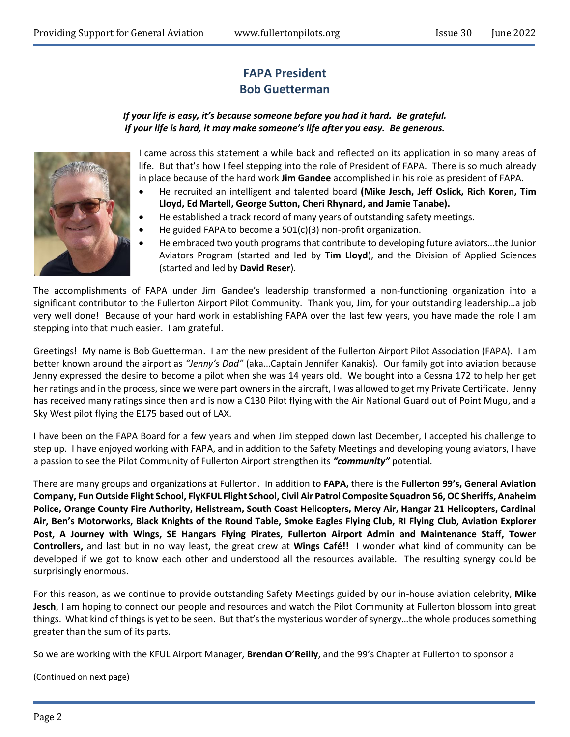## FAPA President
## Bob Guetterman

***If your life is easy, it's because someone before you had it hard. Be grateful.***
***If your life is hard, it may make someone's life after you easy. Be generous.***

I came across this statement a while back and reflected on its application in so many areas of life. But that's how I feel stepping into the role of President of FAPA. There is so much already in place because of the hard work **Jim Gandee** accomplished in his role as president of FAPA.

- He recruited an intelligent and talented board **(Mike Jesch, Jeff Oslick, Rich Koren, Tim Lloyd, Ed Martell, George Sutton, Cheri Rhynard, and Jamie Tanabe).**
- He established a track record of many years of outstanding safety meetings.
- He guided FAPA to become a 501(c)(3) non-profit organization.
- He embraced two youth programs that contribute to developing future aviators…the Junior Aviators Program (started and led by **Tim Lloyd**), and the Division of Applied Sciences (started and led by **David Reser**).

The accomplishments of FAPA under Jim Gandee's leadership transformed a non-functioning organization into a significant contributor to the Fullerton Airport Pilot Community. Thank you, Jim, for your outstanding leadership…a job very well done! Because of your hard work in establishing FAPA over the last few years, you have made the role I am stepping into that much easier. I am grateful.

Greetings! My name is Bob Guetterman. I am the new president of the Fullerton Airport Pilot Association (FAPA). I am better known around the airport as *"Jenny's Dad"* (aka…Captain Jennifer Kanakis). Our family got into aviation because Jenny expressed the desire to become a pilot when she was 14 years old. We bought into a Cessna 172 to help her get her ratings and in the process, since we were part owners in the aircraft, I was allowed to get my Private Certificate. Jenny has received many ratings since then and is now a C130 Pilot flying with the Air National Guard out of Point Mugu, and a Sky West pilot flying the E175 based out of LAX.

I have been on the FAPA Board for a few years and when Jim stepped down last December, I accepted his challenge to step up. I have enjoyed working with FAPA, and in addition to the Safety Meetings and developing young aviators, I have a passion to see the Pilot Community of Fullerton Airport strengthen its ***"community"*** potential.

There are many groups and organizations at Fullerton. In addition to **FAPA,** there is the **Fullerton 99's, General Aviation Company, Fun Outside Flight School, FlyKFUL Flight School, Civil Air Patrol Composite Squadron 56, OC Sheriffs, Anaheim Police, Orange County Fire Authority, Helistream, South Coast Helicopters, Mercy Air, Hangar 21 Helicopters, Cardinal Air, Ben's Motorworks, Black Knights of the Round Table, Smoke Eagles Flying Club, RI Flying Club, Aviation Explorer Post, A Journey with Wings, SE Hangars Flying Pirates, Fullerton Airport Admin and Maintenance Staff, Tower Controllers,** and last but in no way least, the great crew at **Wings Café!!** I wonder what kind of community can be developed if we got to know each other and understood all the resources available. The resulting synergy could be surprisingly enormous.

For this reason, as we continue to provide outstanding Safety Meetings guided by our in-house aviation celebrity, **Mike Jesch**, I am hoping to connect our people and resources and watch the Pilot Community at Fullerton blossom into great things. What kind of things is yet to be seen. But that's the mysterious wonder of synergy…the whole produces something greater than the sum of its parts.

So we are working with the KFUL Airport Manager, **Brendan O'Reilly**, and the 99's Chapter at Fullerton to sponsor a

(Continued on next page)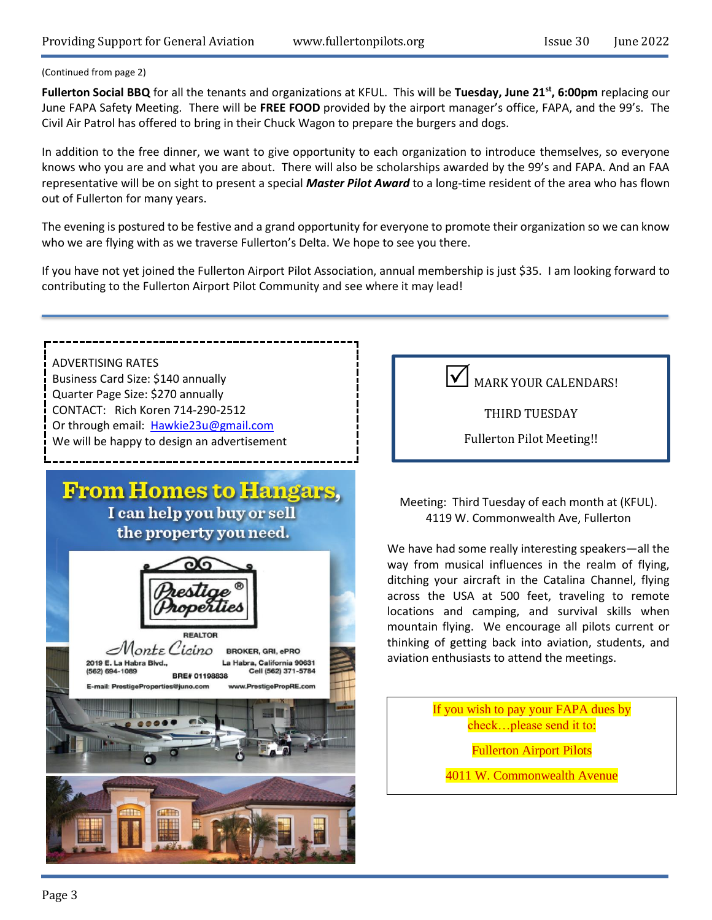(Continued from page 2)

**Fullerton Social BBQ** for all the tenants and organizations at KFUL. This will be **Tuesday, June 21st, 6:00pm** replacing our June FAPA Safety Meeting. There will be **FREE FOOD** provided by the airport manager's office, FAPA, and the 99's. The Civil Air Patrol has offered to bring in their Chuck Wagon to prepare the burgers and dogs.

In addition to the free dinner, we want to give opportunity to each organization to introduce themselves, so everyone knows who you are and what you are about. There will also be scholarships awarded by the 99's and FAPA. And an FAA representative will be on sight to present a special ***Master Pilot Award*** to a long-time resident of the area who has flown out of Fullerton for many years.

The evening is postured to be festive and a grand opportunity for everyone to promote their organization so we can know who we are flying with as we traverse Fullerton's Delta. We hope to see you there.

If you have not yet joined the Fullerton Airport Pilot Association, annual membership is just $35. I am looking forward to contributing to the Fullerton Airport Pilot Community and see where it may lead!

---

ADVERTISING RATES
Business Card Size: $140 annually
Quarter Page Size: $270 annually
CONTACT: Rich Koren 714-290-2512
Or through email: Hawkie23u@gmail.com
We will be happy to design an advertisement

**From Homes to Hangars,**
I can help you buy or sell the property you need.

Prestige Properties®
REALTOR
Monte Cicino
BROKER, GRI, ePRO
2019 E. La Habra Blvd., La Habra, California 90631
(562) 694-1089 Cell (562) 371-5784
BRE# 01198838
E-mail: PrestigeProperties@juno.com www.PrestigePropRE.com

☑ MARK YOUR CALENDARS!

THIRD TUESDAY

Fullerton Pilot Meeting!!

Meeting: Third Tuesday of each month at (KFUL).
4119 W. Commonwealth Ave, Fullerton

We have had some really interesting speakers—all the way from musical influences in the realm of flying, ditching your aircraft in the Catalina Channel, flying across the USA at 500 feet, traveling to remote locations and camping, and survival skills when mountain flying. We encourage all pilots current or thinking of getting back into aviation, students, and aviation enthusiasts to attend the meetings.

If you wish to pay your FAPA dues by check…please send it to:

Fullerton Airport Pilots

4011 W. Commonwealth Avenue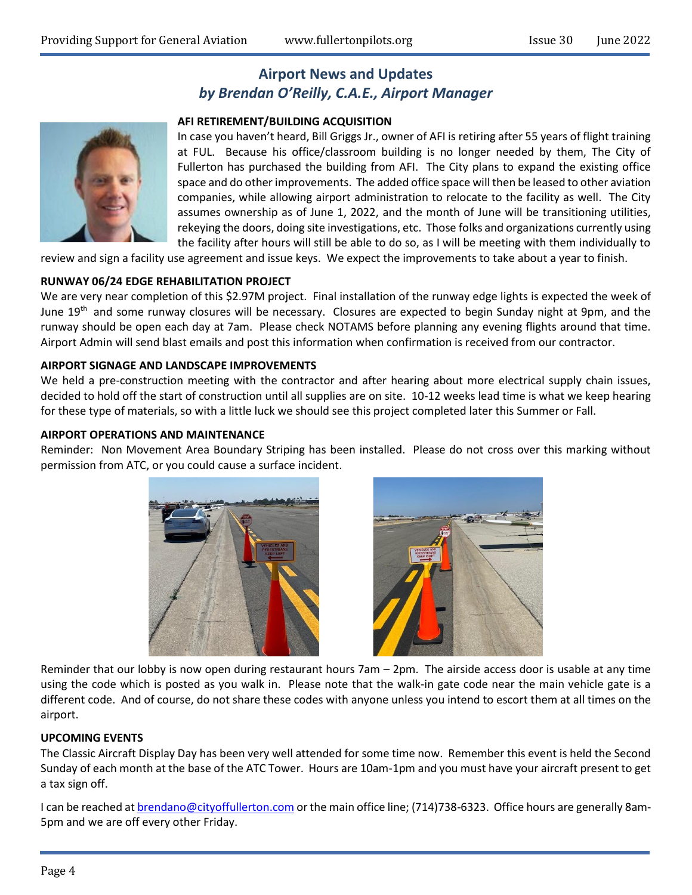## Airport News and Updates
### *by Brendan O'Reilly, C.A.E., Airport Manager*

**AFI RETIREMENT/BUILDING ACQUISITION**

In case you haven't heard, Bill Griggs Jr., owner of AFI is retiring after 55 years of flight training at FUL. Because his office/classroom building is no longer needed by them, The City of Fullerton has purchased the building from AFI. The City plans to expand the existing office space and do other improvements. The added office space will then be leased to other aviation companies, while allowing airport administration to relocate to the facility as well. The City assumes ownership as of June 1, 2022, and the month of June will be transitioning utilities, rekeying the doors, doing site investigations, etc. Those folks and organizations currently using the facility after hours will still be able to do so, as I will be meeting with them individually to review and sign a facility use agreement and issue keys. We expect the improvements to take about a year to finish.

**RUNWAY 06/24 EDGE REHABILITATION PROJECT**

We are very near completion of this $2.97M project. Final installation of the runway edge lights is expected the week of June 19th and some runway closures will be necessary. Closures are expected to begin Sunday night at 9pm, and the runway should be open each day at 7am. Please check NOTAMS before planning any evening flights around that time. Airport Admin will send blast emails and post this information when confirmation is received from our contractor.

**AIRPORT SIGNAGE AND LANDSCAPE IMPROVEMENTS**

We held a pre-construction meeting with the contractor and after hearing about more electrical supply chain issues, decided to hold off the start of construction until all supplies are on site. 10-12 weeks lead time is what we keep hearing for these type of materials, so with a little luck we should see this project completed later this Summer or Fall.

**AIRPORT OPERATIONS AND MAINTENANCE**

Reminder: Non Movement Area Boundary Striping has been installed. Please do not cross over this marking without permission from ATC, or you could cause a surface incident.

Reminder that our lobby is now open during restaurant hours 7am – 2pm. The airside access door is usable at any time using the code which is posted as you walk in. Please note that the walk-in gate code near the main vehicle gate is a different code. And of course, do not share these codes with anyone unless you intend to escort them at all times on the airport.

**UPCOMING EVENTS**

The Classic Aircraft Display Day has been very well attended for some time now. Remember this event is held the Second Sunday of each month at the base of the ATC Tower. Hours are 10am-1pm and you must have your aircraft present to get a tax sign off.

I can be reached at brendano@cityoffullerton.com or the main office line; (714)738-6323. Office hours are generally 8am-5pm and we are off every other Friday.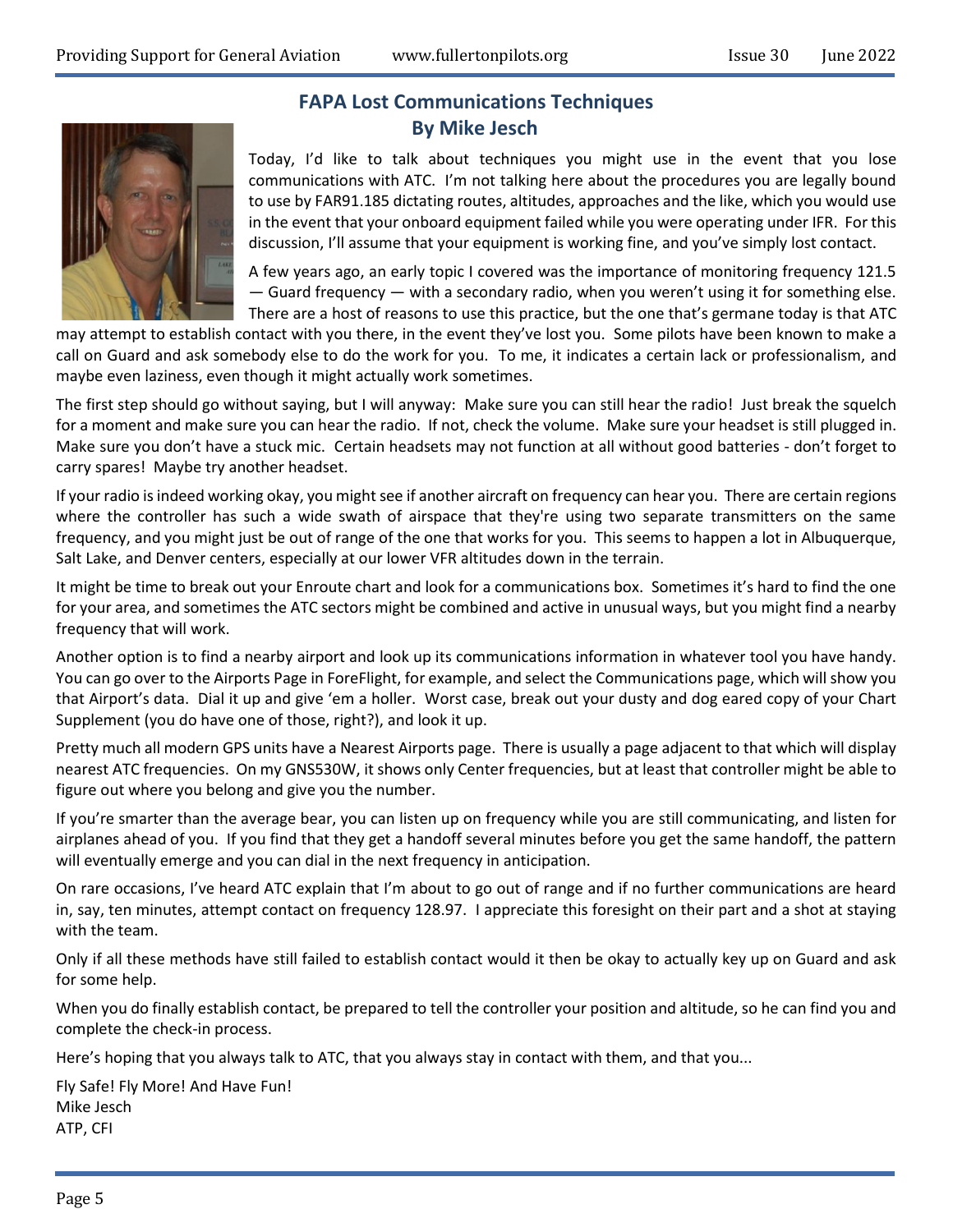## FAPA Lost Communications Techniques
## By Mike Jesch

Today, I'd like to talk about techniques you might use in the event that you lose communications with ATC. I'm not talking here about the procedures you are legally bound to use by FAR91.185 dictating routes, altitudes, approaches and the like, which you would use in the event that your onboard equipment failed while you were operating under IFR. For this discussion, I'll assume that your equipment is working fine, and you've simply lost contact.

A few years ago, an early topic I covered was the importance of monitoring frequency 121.5 — Guard frequency — with a secondary radio, when you weren't using it for something else. There are a host of reasons to use this practice, but the one that's germane today is that ATC may attempt to establish contact with you there, in the event they've lost you. Some pilots have been known to make a call on Guard and ask somebody else to do the work for you. To me, it indicates a certain lack or professionalism, and maybe even laziness, even though it might actually work sometimes.

The first step should go without saying, but I will anyway: Make sure you can still hear the radio! Just break the squelch for a moment and make sure you can hear the radio. If not, check the volume. Make sure your headset is still plugged in. Make sure you don't have a stuck mic. Certain headsets may not function at all without good batteries - don't forget to carry spares! Maybe try another headset.

If your radio is indeed working okay, you might see if another aircraft on frequency can hear you. There are certain regions where the controller has such a wide swath of airspace that they're using two separate transmitters on the same frequency, and you might just be out of range of the one that works for you. This seems to happen a lot in Albuquerque, Salt Lake, and Denver centers, especially at our lower VFR altitudes down in the terrain.

It might be time to break out your Enroute chart and look for a communications box. Sometimes it's hard to find the one for your area, and sometimes the ATC sectors might be combined and active in unusual ways, but you might find a nearby frequency that will work.

Another option is to find a nearby airport and look up its communications information in whatever tool you have handy. You can go over to the Airports Page in ForeFlight, for example, and select the Communications page, which will show you that Airport's data. Dial it up and give 'em a holler. Worst case, break out your dusty and dog eared copy of your Chart Supplement (you do have one of those, right?), and look it up.

Pretty much all modern GPS units have a Nearest Airports page. There is usually a page adjacent to that which will display nearest ATC frequencies. On my GNS530W, it shows only Center frequencies, but at least that controller might be able to figure out where you belong and give you the number.

If you're smarter than the average bear, you can listen up on frequency while you are still communicating, and listen for airplanes ahead of you. If you find that they get a handoff several minutes before you get the same handoff, the pattern will eventually emerge and you can dial in the next frequency in anticipation.

On rare occasions, I've heard ATC explain that I'm about to go out of range and if no further communications are heard in, say, ten minutes, attempt contact on frequency 128.97. I appreciate this foresight on their part and a shot at staying with the team.

Only if all these methods have still failed to establish contact would it then be okay to actually key up on Guard and ask for some help.

When you do finally establish contact, be prepared to tell the controller your position and altitude, so he can find you and complete the check-in process.

Here's hoping that you always talk to ATC, that you always stay in contact with them, and that you...

Fly Safe! Fly More! And Have Fun!
Mike Jesch
ATP, CFI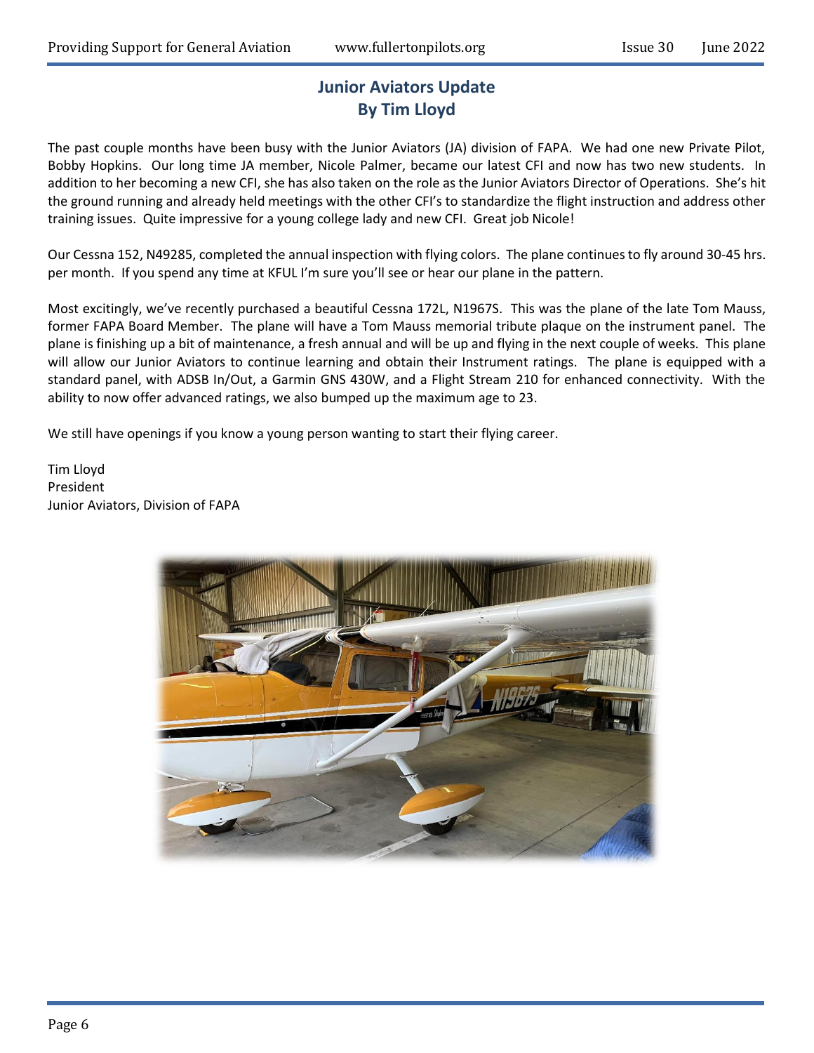## Junior Aviators Update
## By Tim Lloyd

The past couple months have been busy with the Junior Aviators (JA) division of FAPA. We had one new Private Pilot, Bobby Hopkins. Our long time JA member, Nicole Palmer, became our latest CFI and now has two new students. In addition to her becoming a new CFI, she has also taken on the role as the Junior Aviators Director of Operations. She's hit the ground running and already held meetings with the other CFI's to standardize the flight instruction and address other training issues. Quite impressive for a young college lady and new CFI. Great job Nicole!

Our Cessna 152, N49285, completed the annual inspection with flying colors. The plane continues to fly around 30-45 hrs. per month. If you spend any time at KFUL I'm sure you'll see or hear our plane in the pattern.

Most excitingly, we've recently purchased a beautiful Cessna 172L, N1967S. This was the plane of the late Tom Mauss, former FAPA Board Member. The plane will have a Tom Mauss memorial tribute plaque on the instrument panel. The plane is finishing up a bit of maintenance, a fresh annual and will be up and flying in the next couple of weeks. This plane will allow our Junior Aviators to continue learning and obtain their Instrument ratings. The plane is equipped with a standard panel, with ADSB In/Out, a Garmin GNS 430W, and a Flight Stream 210 for enhanced connectivity. With the ability to now offer advanced ratings, we also bumped up the maximum age to 23.

We still have openings if you know a young person wanting to start their flying career.

Tim Lloyd
President
Junior Aviators, Division of FAPA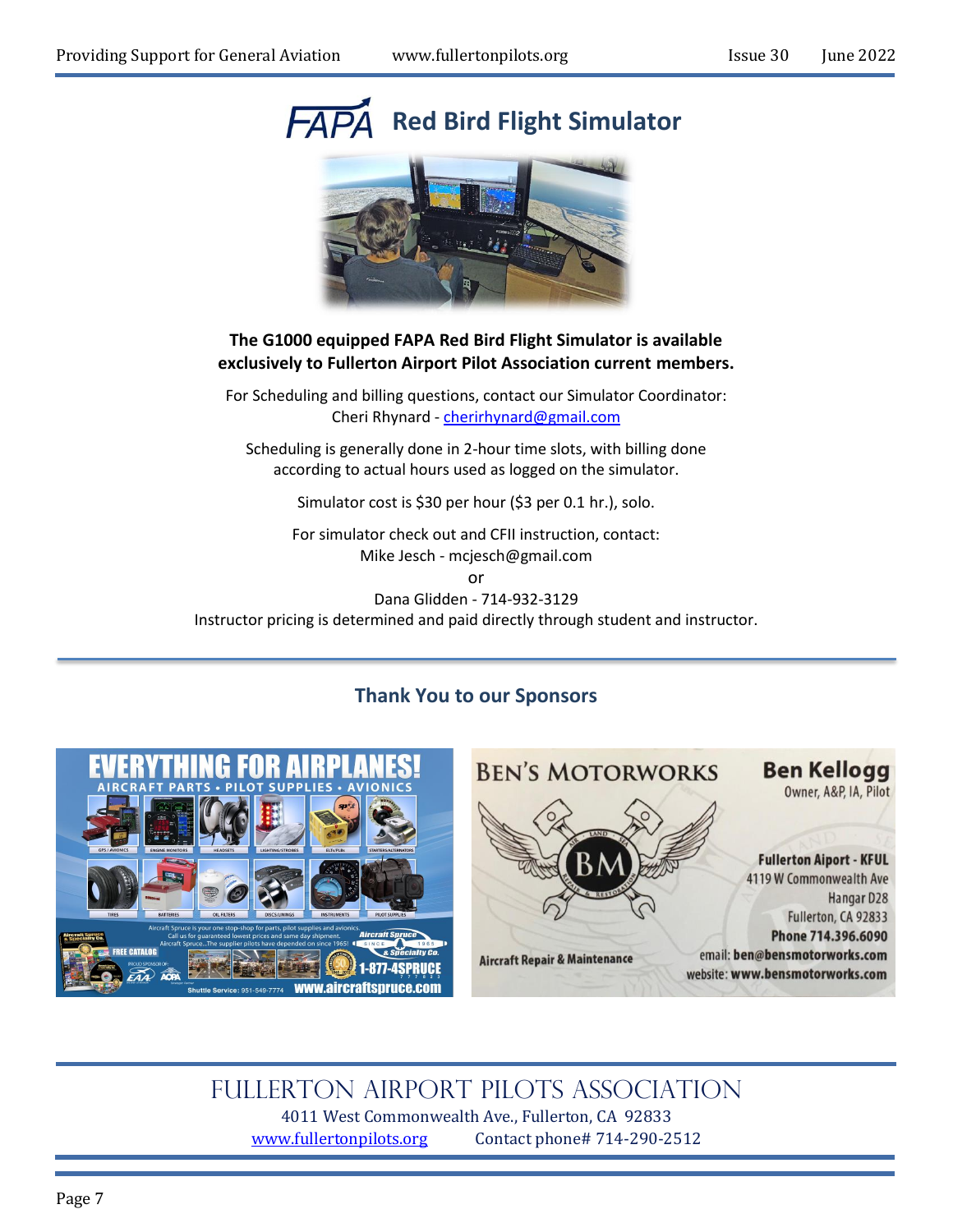# FAPA Red Bird Flight Simulator

**The G1000 equipped FAPA Red Bird Flight Simulator is available exclusively to Fullerton Airport Pilot Association current members.**

For Scheduling and billing questions, contact our Simulator Coordinator:
Cheri Rhynard - cherirhynard@gmail.com

Scheduling is generally done in 2-hour time slots, with billing done according to actual hours used as logged on the simulator.

Simulator cost is $30 per hour ($3 per 0.1 hr.), solo.

For simulator check out and CFII instruction, contact:
Mike Jesch - mcjesch@gmail.com
or
Dana Glidden - 714-932-3129
Instructor pricing is determined and paid directly through student and instructor.

## Thank You to our Sponsors

# FULLERTON AIRPORT PILOTS ASSOCIATION

4011 West Commonwealth Ave., Fullerton, CA 92833
www.fullertonpilots.org Contact phone# 714-290-2512